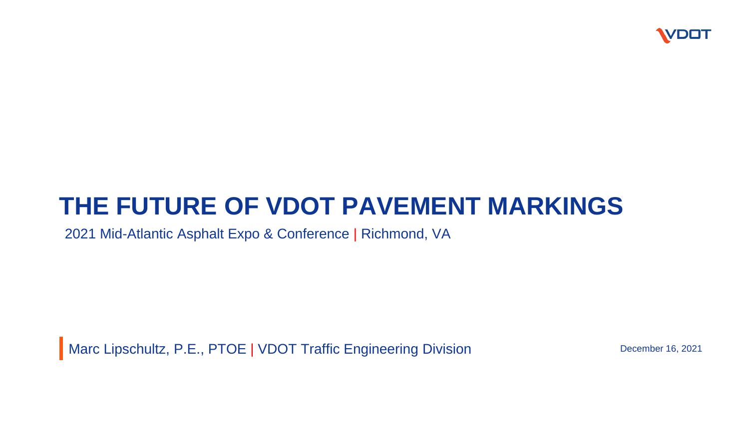VDOT

# THE FUTURE OF VDOT PAVEMENT MARKINGS

2021 Mid-Atlantic Asphalt Expo & Conference | Richmond, VA

Marc Lipschultz, P.E., PTOE | VDOT Traffic Engineering Division

December 16, 2021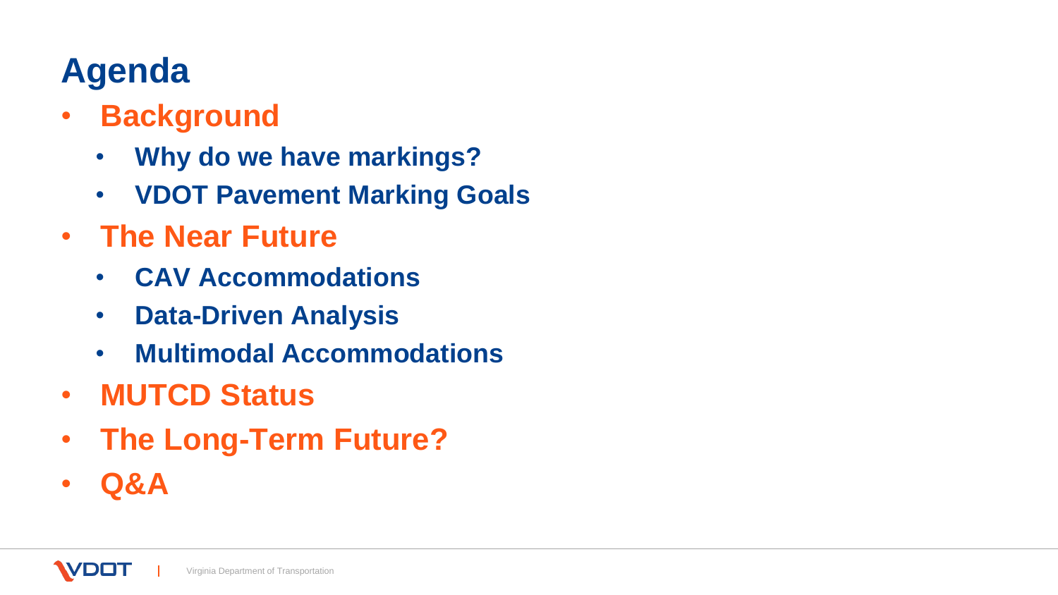# Agenda

- **Background**
  - **Why do we have markings?**
  - **VDOT Pavement Marking Goals**
- **The Near Future**
  - **CAV Accommodations**
  - **Data-Driven Analysis**
  - **Multimodal Accommodations**
- **MUTCD Status**
- **The Long-Term Future?**
- **Q&A**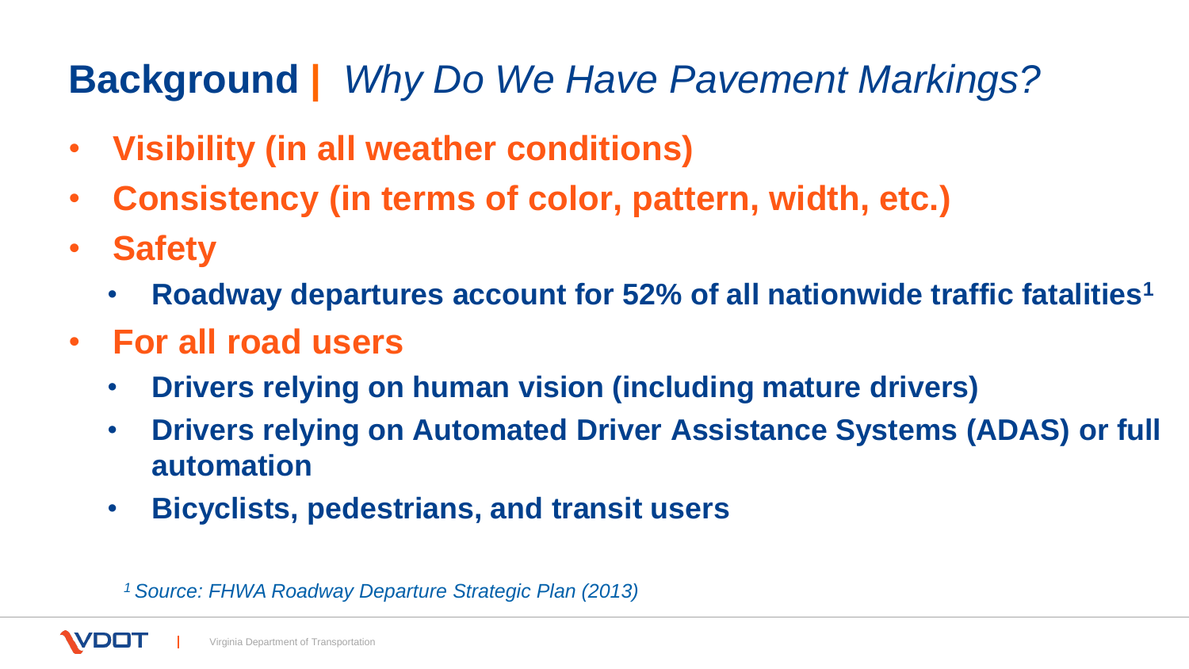# **Background |** *Why Do We Have Pavement Markings?*

- **Visibility (in all weather conditions)**
- **Consistency (in terms of color, pattern, width, etc.)**
- **Safety**
  - **Roadway departures account for 52% of all nationwide traffic fatalities[1]**
- **For all road users**
  - **Drivers relying on human vision (including mature drivers)**
  - **Drivers relying on Automated Driver Assistance Systems (ADAS) or full automation**
  - **Bicyclists, pedestrians, and transit users**

*[1] Source: FHWA Roadway Departure Strategic Plan (2013)*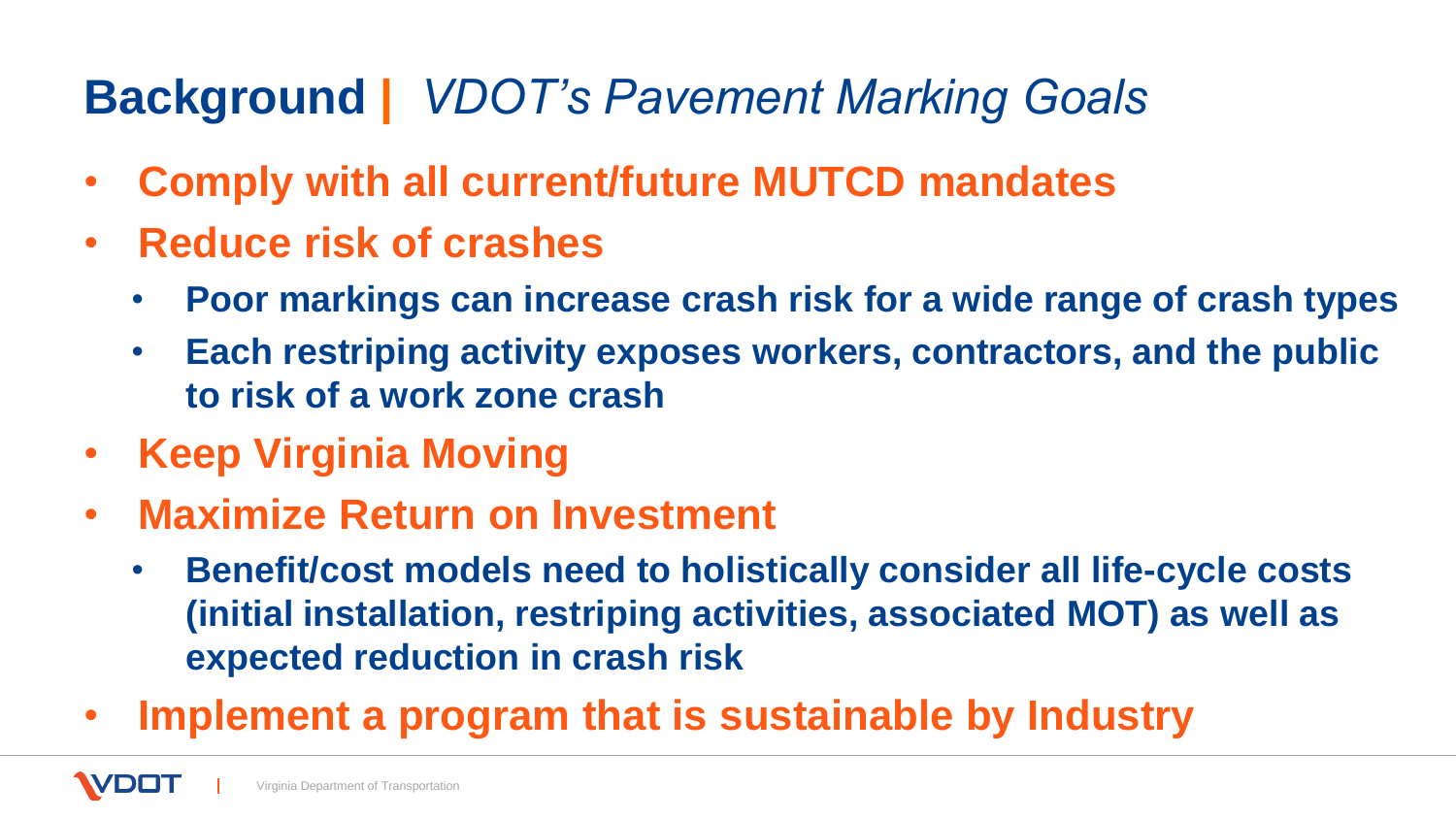## **Background |** *VDOT's Pavement Marking Goals*

- **Comply with all current/future MUTCD mandates**
- **Reduce risk of crashes**
  - **Poor markings can increase crash risk for a wide range of crash types**
  - **Each restriping activity exposes workers, contractors, and the public to risk of a work zone crash**
- **Keep Virginia Moving**
- **Maximize Return on Investment**
  - **Benefit/cost models need to holistically consider all life-cycle costs (initial installation, restriping activities, associated MOT) as well as expected reduction in crash risk**
- **Implement a program that is sustainable by Industry**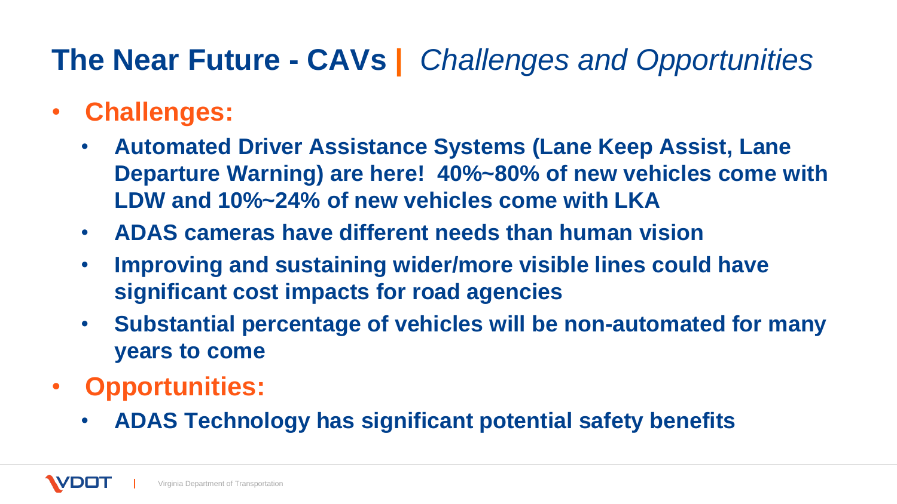# The Near Future - CAVs | *Challenges and Opportunities*

- **Challenges:**
  - **Automated Driver Assistance Systems (Lane Keep Assist, Lane Departure Warning) are here! 40%~80% of new vehicles come with LDW and 10%~24% of new vehicles come with LKA**
  - **ADAS cameras have different needs than human vision**
  - **Improving and sustaining wider/more visible lines could have significant cost impacts for road agencies**
  - **Substantial percentage of vehicles will be non-automated for many years to come**
- **Opportunities:**
  - **ADAS Technology has significant potential safety benefits**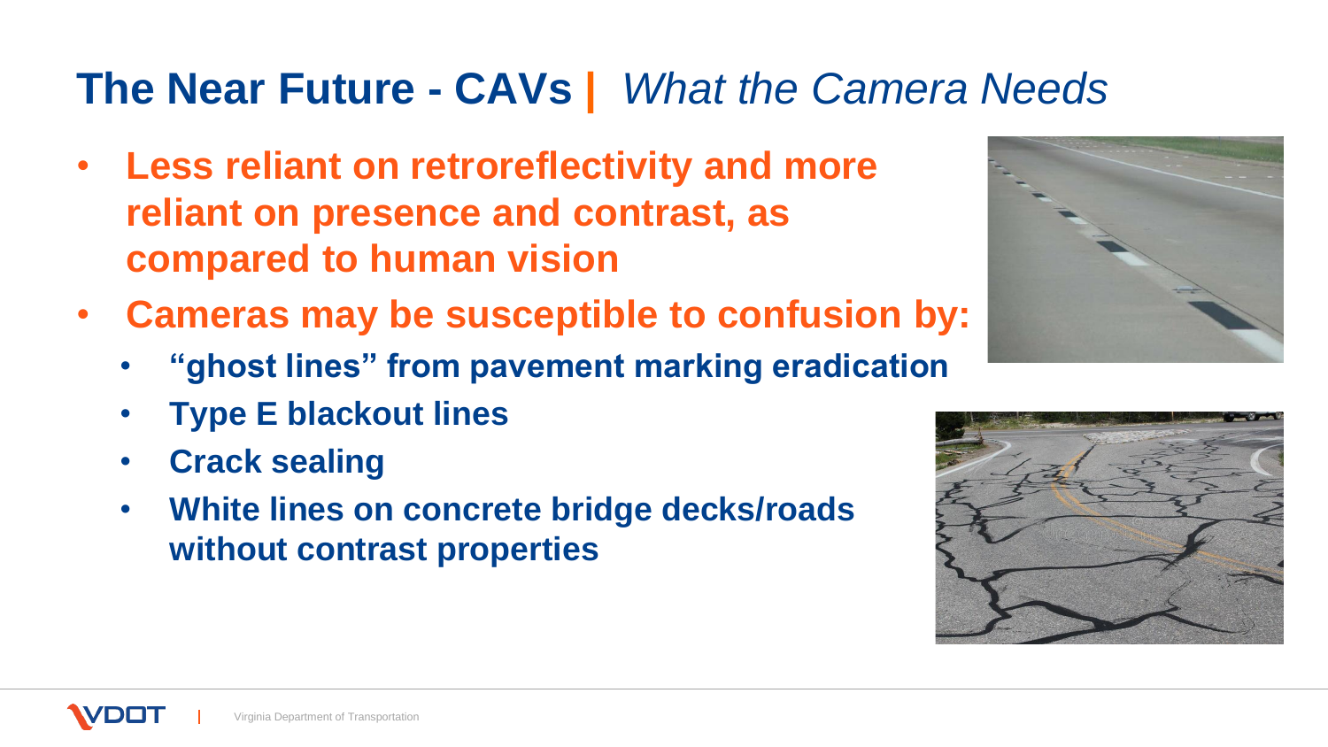# The Near Future - CAVs | *What the Camera Needs*

- **Less reliant on retroreflectivity and more reliant on presence and contrast, as compared to human vision**
- **Cameras may be susceptible to confusion by:**
  - **"ghost lines" from pavement marking eradication**
  - **Type E blackout lines**
  - **Crack sealing**
  - **White lines on concrete bridge decks/roads without contrast properties**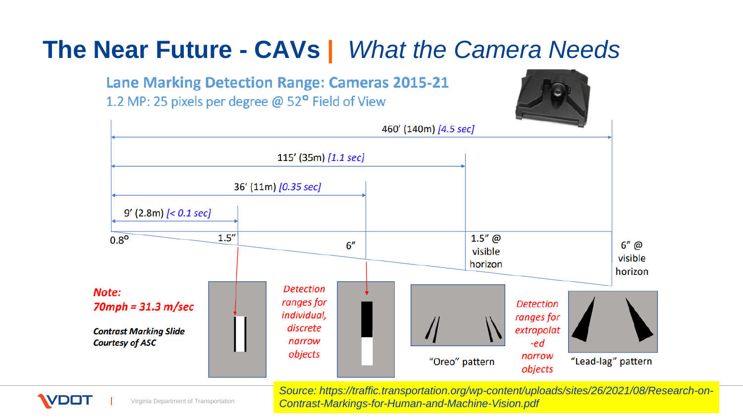# The Near Future - CAVs | *What the Camera Needs*

## Lane Marking Detection Range: Cameras 2015-21

1.2 MP: 25 pixels per degree @ 52° Field of View

460′ (140m) *[4.5 sec]*

115′ (35m) *[1.1 sec]*

36′ (11m) *[0.35 sec]*

9′ (2.8m) *[< 0.1 sec]*

0.8°

1.5″

6″

1.5″ @ visible horizon

6″ @ visible horizon

***Note:***
***70mph = 31.3 m/sec***

***Contrast Marking Slide Courtesy of ASC***

*Detection ranges for individual, discrete narrow objects*

"Oreo" pattern

*Detection ranges for extrapolat-ed narrow objects*

"Lead-lag" pattern

*Source: https://traffic.transportation.org/wp-content/uploads/sites/26/2021/08/Research-on-Contrast-Markings-for-Human-and-Machine-Vision.pdf*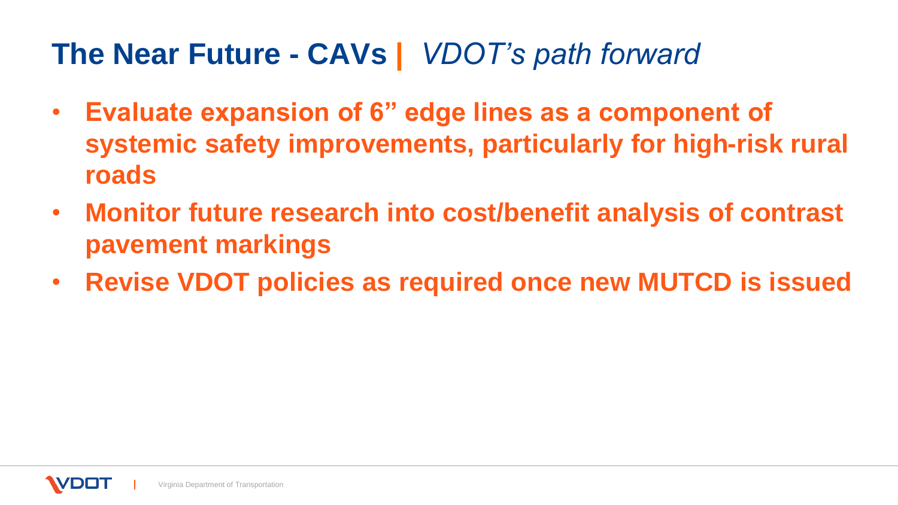# The Near Future - CAVs | *VDOT's path forward*

- **Evaluate expansion of 6" edge lines as a component of systemic safety improvements, particularly for high-risk rural roads**
- **Monitor future research into cost/benefit analysis of contrast pavement markings**
- **Revise VDOT policies as required once new MUTCD is issued**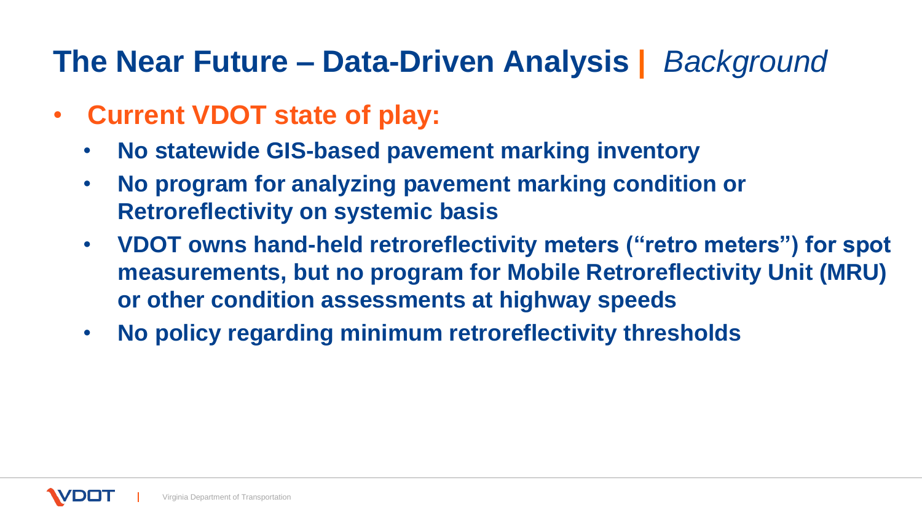# The Near Future – Data-Driven Analysis | *Background*

- **Current VDOT state of play:**
  - **No statewide GIS-based pavement marking inventory**
  - **No program for analyzing pavement marking condition or Retroreflectivity on systemic basis**
  - **VDOT owns hand-held retroreflectivity meters ("retro meters") for spot measurements, but no program for Mobile Retroreflectivity Unit (MRU) or other condition assessments at highway speeds**
  - **No policy regarding minimum retroreflectivity thresholds**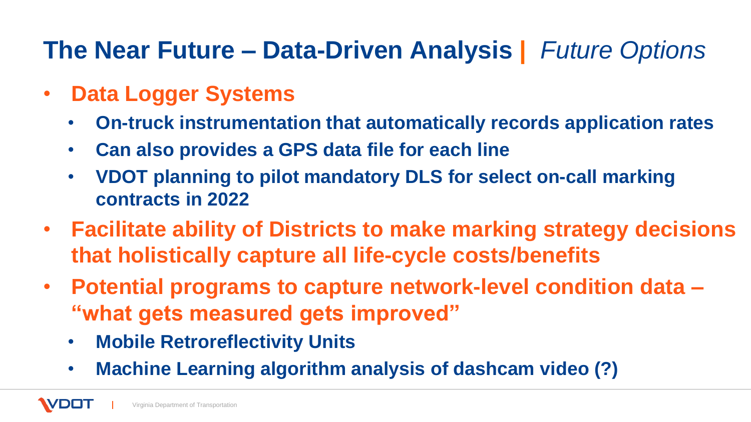# The Near Future – Data-Driven Analysis | *Future Options*

- **Data Logger Systems**
  - **On-truck instrumentation that automatically records application rates**
  - **Can also provides a GPS data file for each line**
  - **VDOT planning to pilot mandatory DLS for select on-call marking contracts in 2022**
- **Facilitate ability of Districts to make marking strategy decisions that holistically capture all life-cycle costs/benefits**
- **Potential programs to capture network-level condition data – "what gets measured gets improved"**
  - **Mobile Retroreflectivity Units**
  - **Machine Learning algorithm analysis of dashcam video (?)**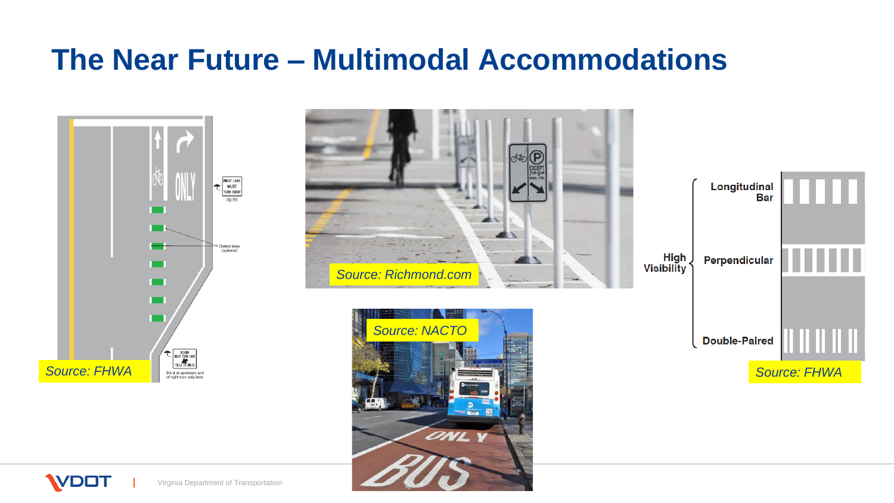# The Near Future – Multimodal Accommodations

Source: FHWA

Source: Richmond.com

Source: NACTO

High Visibility

- Longitudinal Bar
- Perpendicular
- Double-Paired

Source: FHWA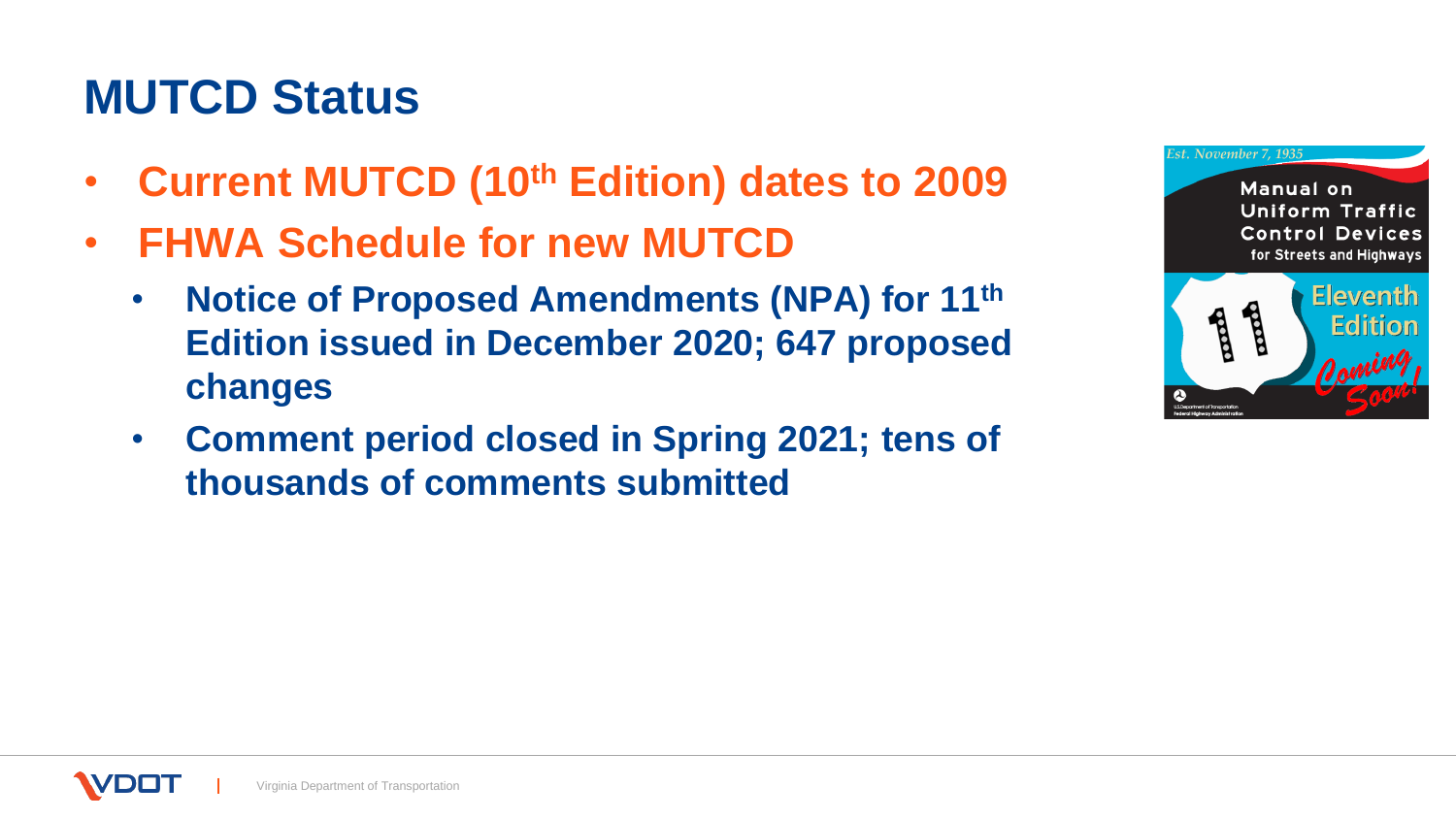# MUTCD Status

- **Current MUTCD (10th Edition) dates to 2009**
- **FHWA Schedule for new MUTCD**
  - **Notice of Proposed Amendments (NPA) for 11th Edition issued in December 2020; 647 proposed changes**
  - **Comment period closed in Spring 2021; tens of thousands of comments submitted**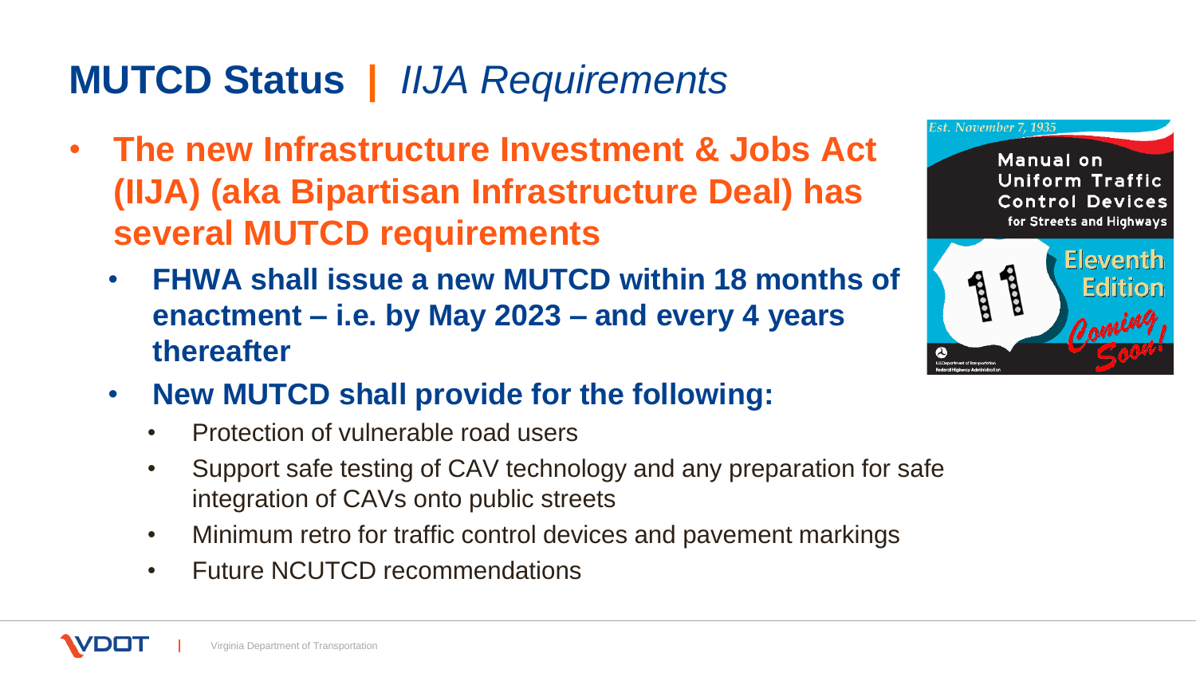# MUTCD Status | *IIJA Requirements*

- **The new Infrastructure Investment & Jobs Act (IIJA) (aka Bipartisan Infrastructure Deal) has several MUTCD requirements**
  - **FHWA shall issue a new MUTCD within 18 months of enactment – i.e. by May 2023 – and every 4 years thereafter**
  - **New MUTCD shall provide for the following:**
    - Protection of vulnerable road users
    - Support safe testing of CAV technology and any preparation for safe integration of CAVs onto public streets
    - Minimum retro for traffic control devices and pavement markings
    - Future NCUTCD recommendations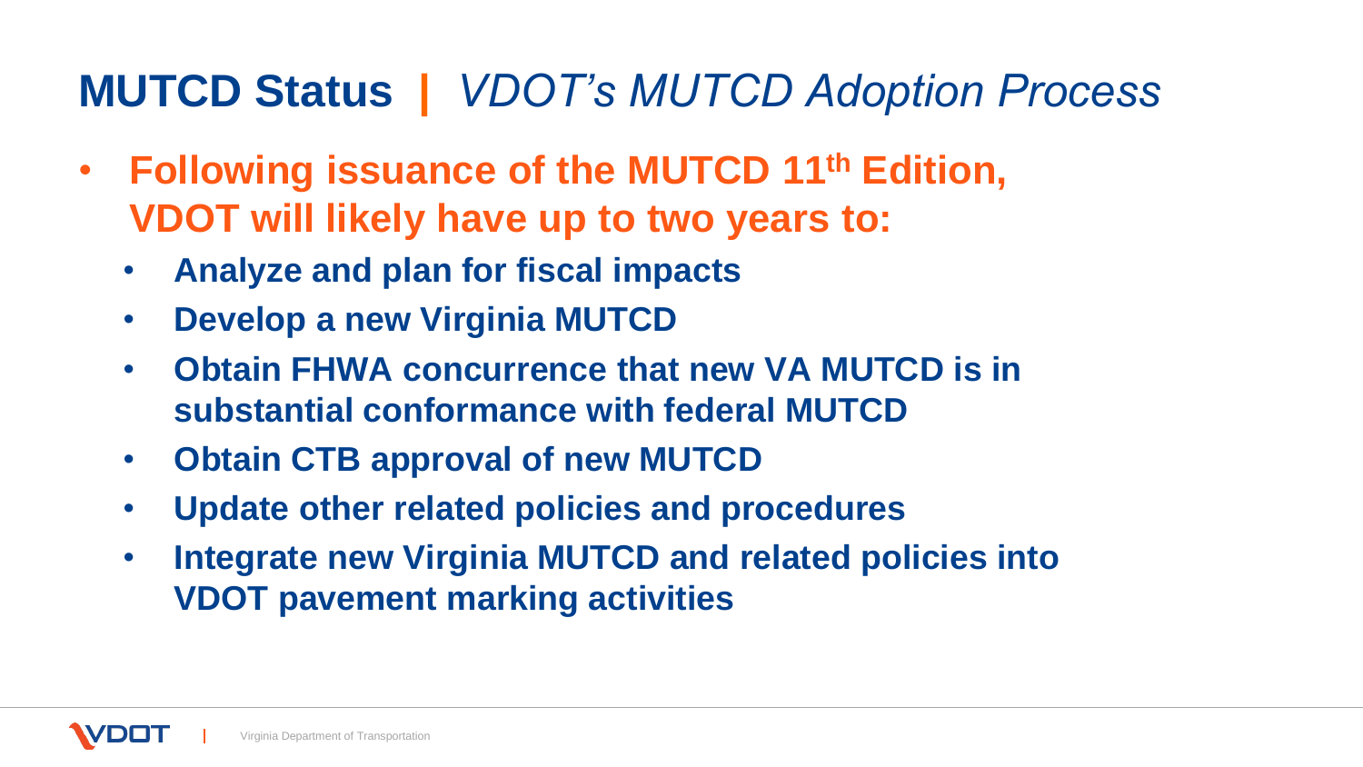# **MUTCD Status** | *VDOT's MUTCD Adoption Process*

- **Following issuance of the MUTCD 11th Edition, VDOT will likely have up to two years to:**
  - **Analyze and plan for fiscal impacts**
  - **Develop a new Virginia MUTCD**
  - **Obtain FHWA concurrence that new VA MUTCD is in substantial conformance with federal MUTCD**
  - **Obtain CTB approval of new MUTCD**
  - **Update other related policies and procedures**
  - **Integrate new Virginia MUTCD and related policies into VDOT pavement marking activities**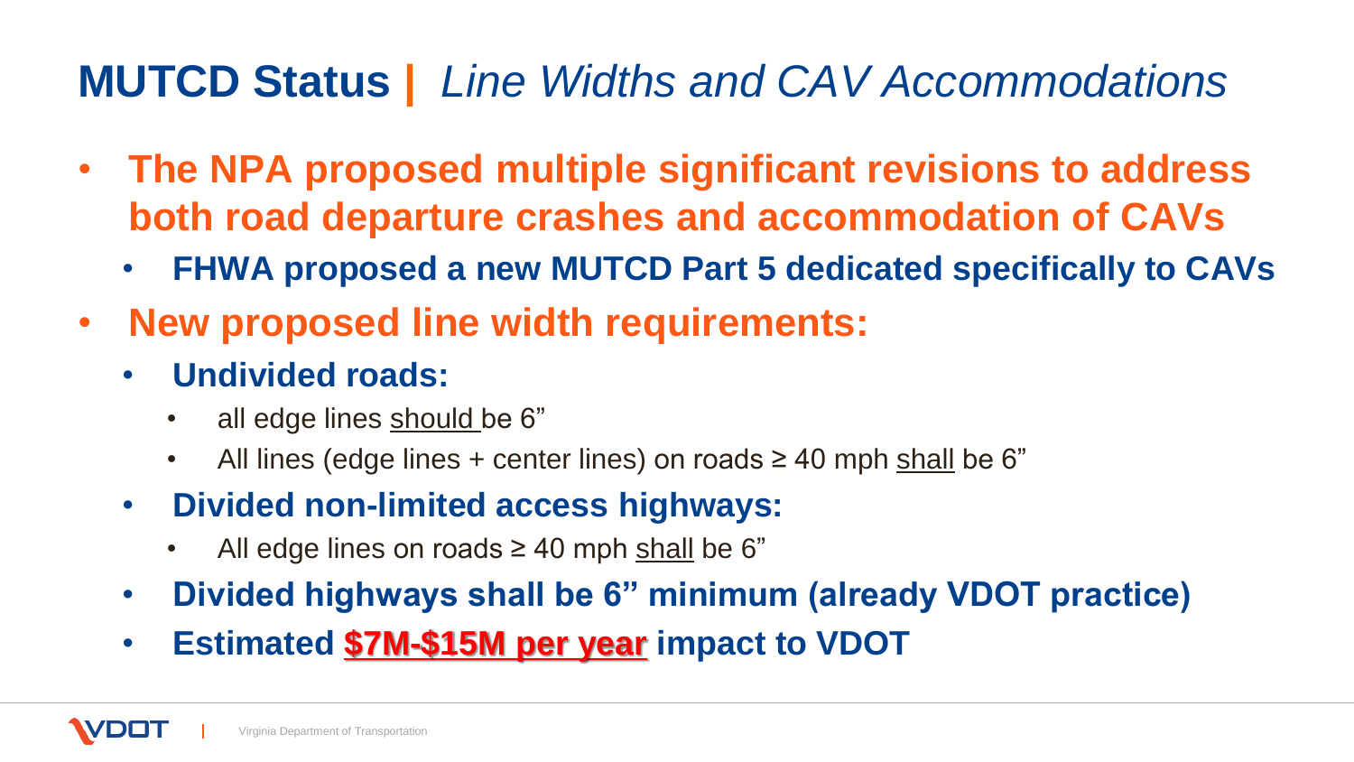# MUTCD Status | *Line Widths and CAV Accommodations*

- **The NPA proposed multiple significant revisions to address both road departure crashes and accommodation of CAVs**
  - **FHWA proposed a new MUTCD Part 5 dedicated specifically to CAVs**
- **New proposed line width requirements:**
  - **Undivided roads:**
    - all edge lines <u>should</u> be 6”
    - All lines (edge lines + center lines) on roads ≥ 40 mph <u>shall</u> be 6”
  - **Divided non-limited access highways:**
    - All edge lines on roads ≥ 40 mph <u>shall</u> be 6”
  - **Divided highways shall be 6” minimum (already VDOT practice)**
  - **Estimated <u>$7M-$15M per year</u> impact to VDOT**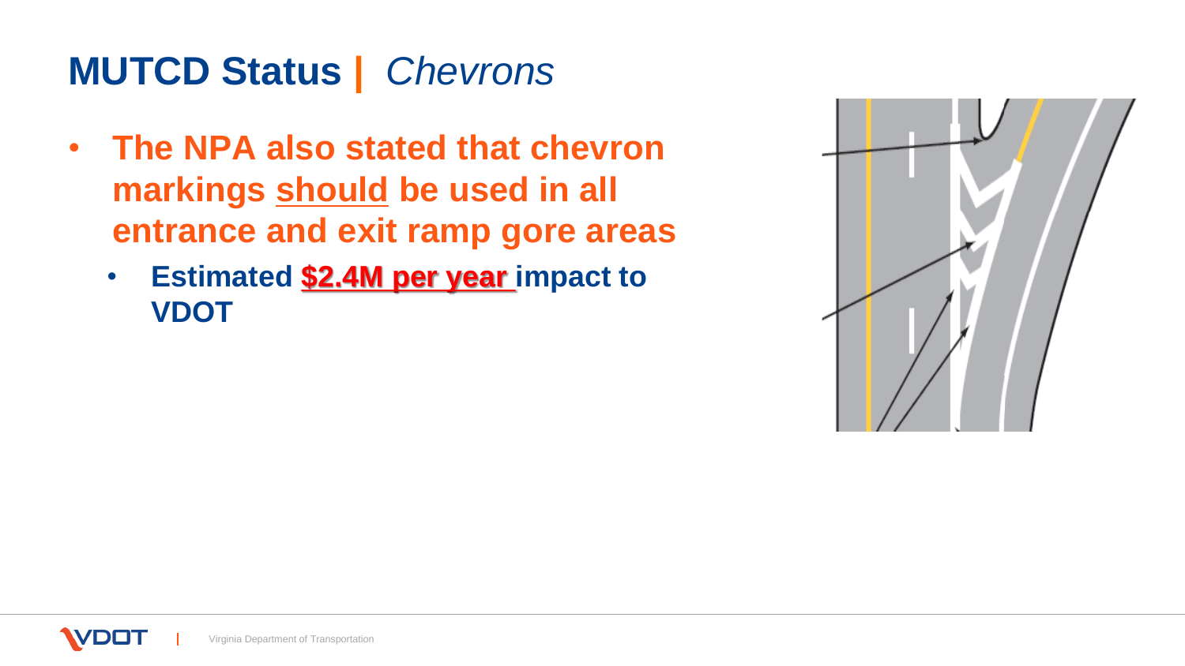# MUTCD Status | *Chevrons*

- **The NPA also stated that chevron markings <u>should</u> be used in all entrance and exit ramp gore areas**
  - **Estimated <u>$2.4M per year</u> impact to VDOT**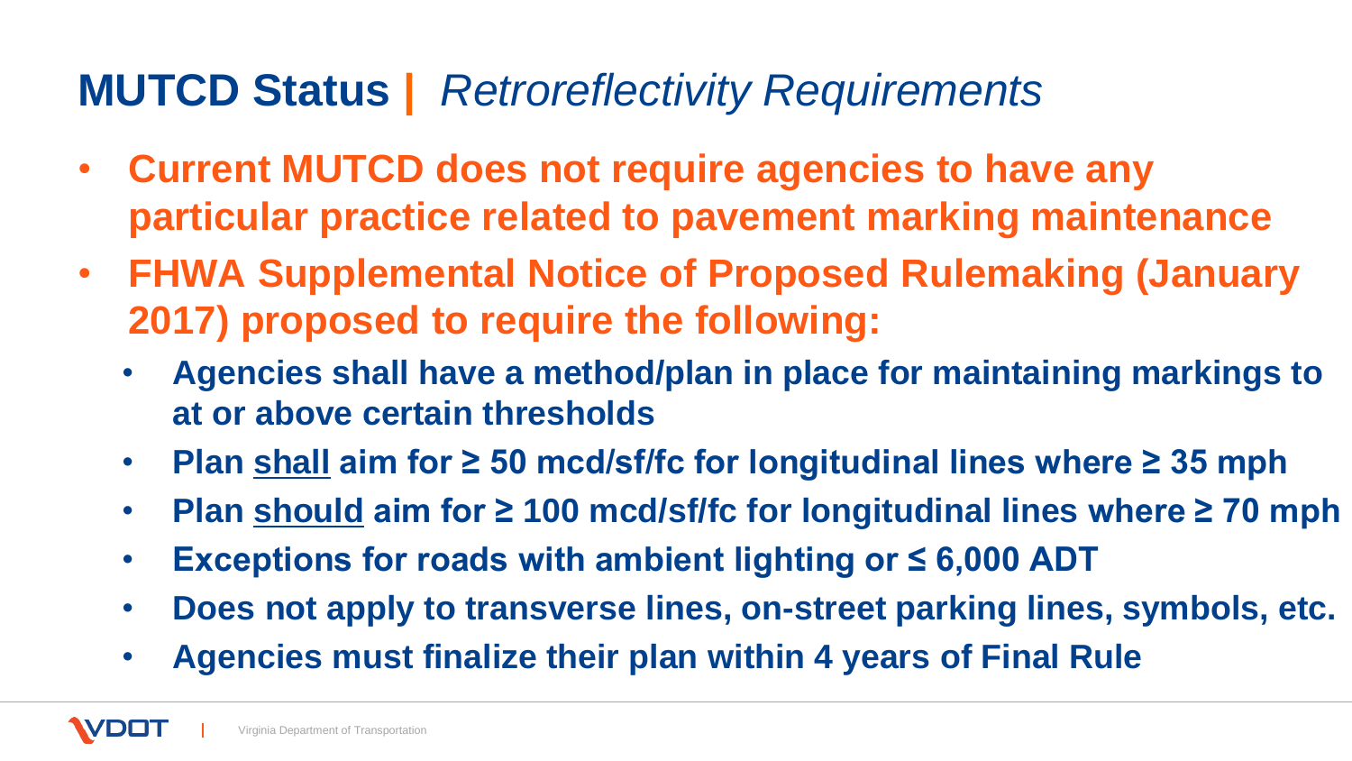# **MUTCD Status |** *Retroreflectivity Requirements*

- **Current MUTCD does not require agencies to have any particular practice related to pavement marking maintenance**
- **FHWA Supplemental Notice of Proposed Rulemaking (January 2017) proposed to require the following:**
  - **Agencies shall have a method/plan in place for maintaining markings to at or above certain thresholds**
  - **Plan <u>shall</u> aim for ≥ 50 mcd/sf/fc for longitudinal lines where ≥ 35 mph**
  - **Plan <u>should</u> aim for ≥ 100 mcd/sf/fc for longitudinal lines where ≥ 70 mph**
  - **Exceptions for roads with ambient lighting or ≤ 6,000 ADT**
  - **Does not apply to transverse lines, on-street parking lines, symbols, etc.**
  - **Agencies must finalize their plan within 4 years of Final Rule**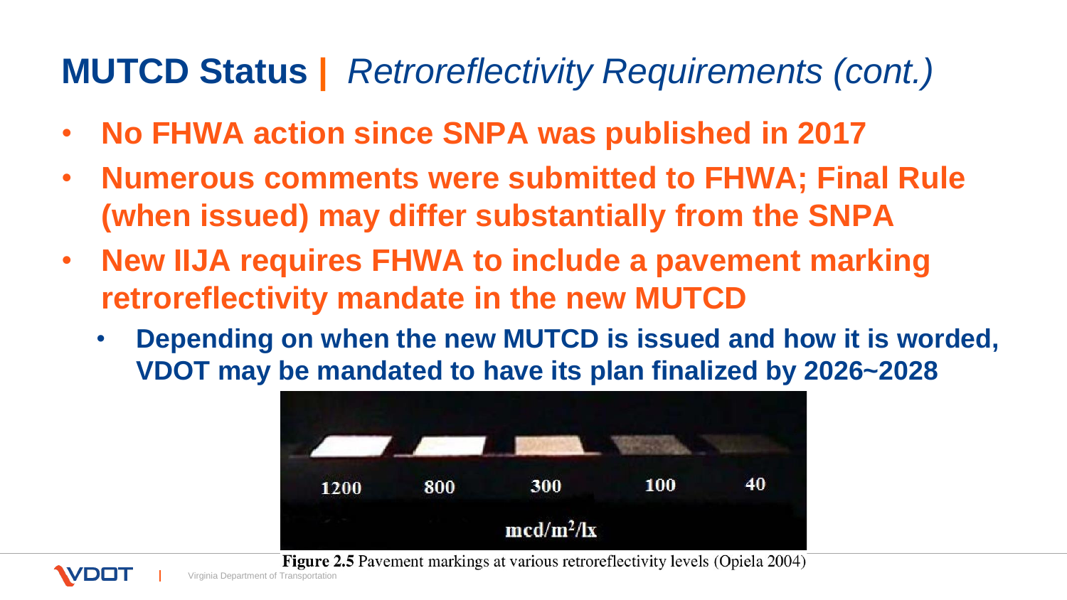# MUTCD Status | *Retroreflectivity Requirements (cont.)*

- **No FHWA action since SNPA was published in 2017**
- **Numerous comments were submitted to FHWA; Final Rule (when issued) may differ substantially from the SNPA**
- **New IIJA requires FHWA to include a pavement marking retroreflectivity mandate in the new MUTCD**
  - **Depending on when the new MUTCD is issued and how it is worded, VDOT may be mandated to have its plan finalized by 2026~2028**

1200 800 300 100 40

$mcd/m^2/lx$

**Figure 2.5** Pavement markings at various retroreflectivity levels (Opiela 2004)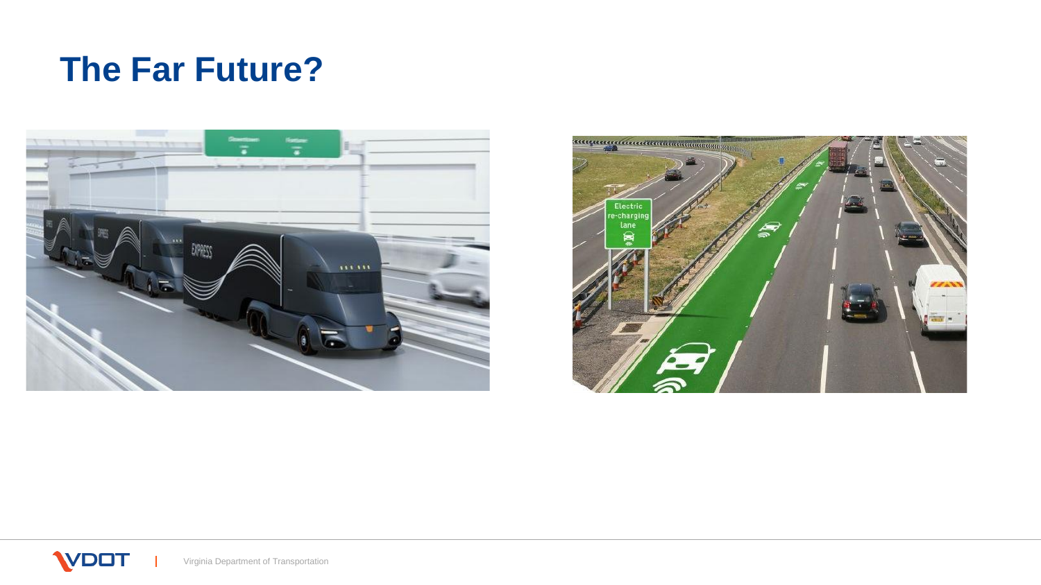# The Far Future?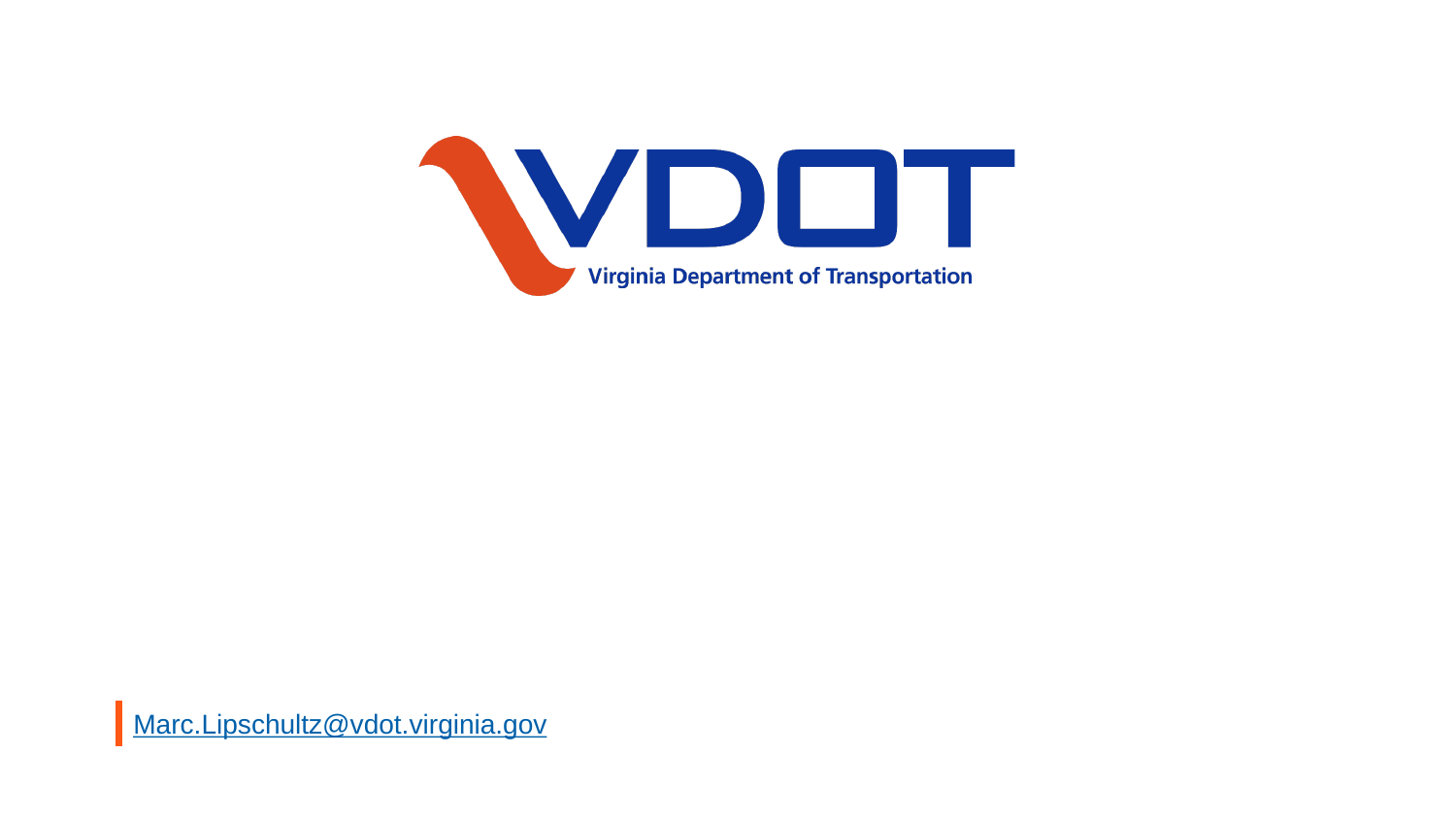VDOT

Virginia Department of Transportation

Marc.Lipschultz@vdot.virginia.gov